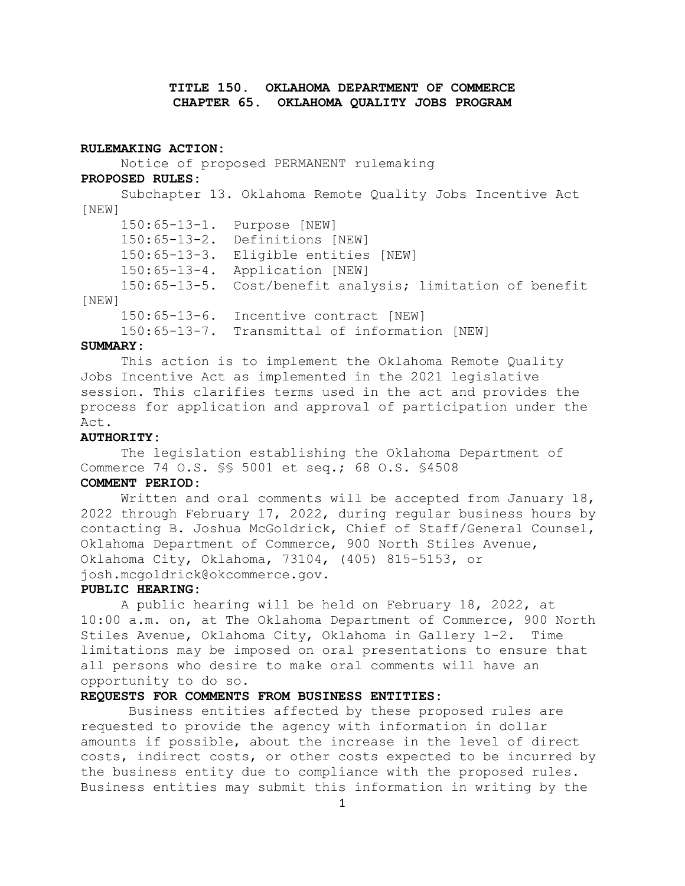# TITLE 150. OKLAHOMA DEPARTMENT OF COMMERCE
# CHAPTER 65. OKLAHOMA QUALITY JOBS PROGRAM

**RULEMAKING ACTION:**

Notice of proposed PERMANENT rulemaking

**PROPOSED RULES:**

Subchapter 13. Oklahoma Remote Quality Jobs Incentive Act [NEW]

150:65-13-1. Purpose [NEW]
150:65-13-2. Definitions [NEW]
150:65-13-3. Eligible entities [NEW]
150:65-13-4. Application [NEW]
150:65-13-5. Cost/benefit analysis; limitation of benefit [NEW]
150:65-13-6. Incentive contract [NEW]
150:65-13-7. Transmittal of information [NEW]

**SUMMARY:**

This action is to implement the Oklahoma Remote Quality Jobs Incentive Act as implemented in the 2021 legislative session. This clarifies terms used in the act and provides the process for application and approval of participation under the Act.

**AUTHORITY:**

The legislation establishing the Oklahoma Department of Commerce 74 O.S. §§ 5001 et seq.; 68 O.S. §4508

**COMMENT PERIOD:**

Written and oral comments will be accepted from January 18, 2022 through February 17, 2022, during regular business hours by contacting B. Joshua McGoldrick, Chief of Staff/General Counsel, Oklahoma Department of Commerce, 900 North Stiles Avenue, Oklahoma City, Oklahoma, 73104, (405) 815-5153, or josh.mcgoldrick@okcommerce.gov.

**PUBLIC HEARING:**

A public hearing will be held on February 18, 2022, at 10:00 a.m. on, at The Oklahoma Department of Commerce, 900 North Stiles Avenue, Oklahoma City, Oklahoma in Gallery 1-2. Time limitations may be imposed on oral presentations to ensure that all persons who desire to make oral comments will have an opportunity to do so.

**REQUESTS FOR COMMENTS FROM BUSINESS ENTITIES:**

Business entities affected by these proposed rules are requested to provide the agency with information in dollar amounts if possible, about the increase in the level of direct costs, indirect costs, or other costs expected to be incurred by the business entity due to compliance with the proposed rules. Business entities may submit this information in writing by the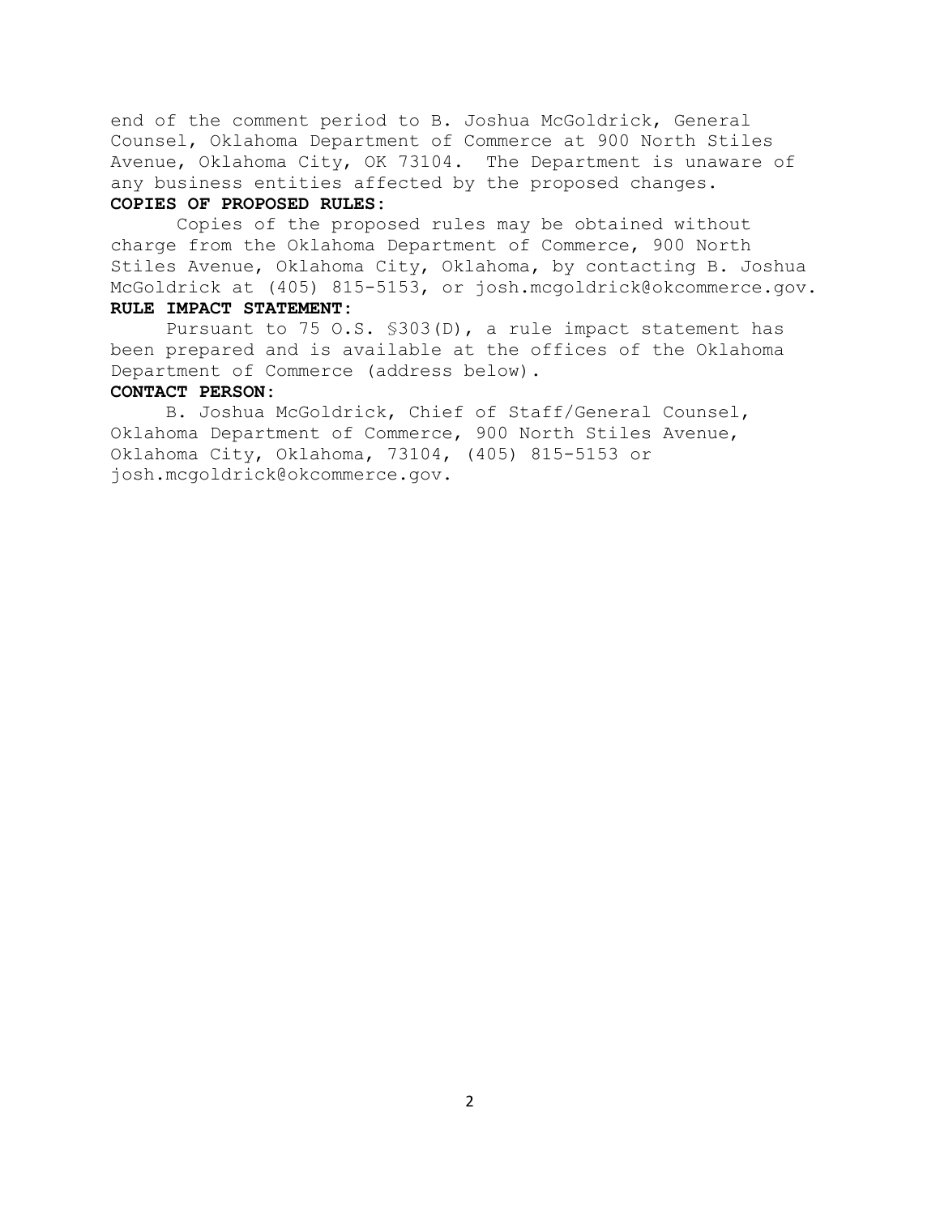end of the comment period to B. Joshua McGoldrick, General Counsel, Oklahoma Department of Commerce at 900 North Stiles Avenue, Oklahoma City, OK 73104. The Department is unaware of any business entities affected by the proposed changes.

**COPIES OF PROPOSED RULES:**

Copies of the proposed rules may be obtained without charge from the Oklahoma Department of Commerce, 900 North Stiles Avenue, Oklahoma City, Oklahoma, by contacting B. Joshua McGoldrick at (405) 815-5153, or josh.mcgoldrick@okcommerce.gov.

**RULE IMPACT STATEMENT:**

Pursuant to 75 O.S. §303(D), a rule impact statement has been prepared and is available at the offices of the Oklahoma Department of Commerce (address below).

**CONTACT PERSON:**

B. Joshua McGoldrick, Chief of Staff/General Counsel, Oklahoma Department of Commerce, 900 North Stiles Avenue, Oklahoma City, Oklahoma, 73104, (405) 815-5153 or josh.mcgoldrick@okcommerce.gov.